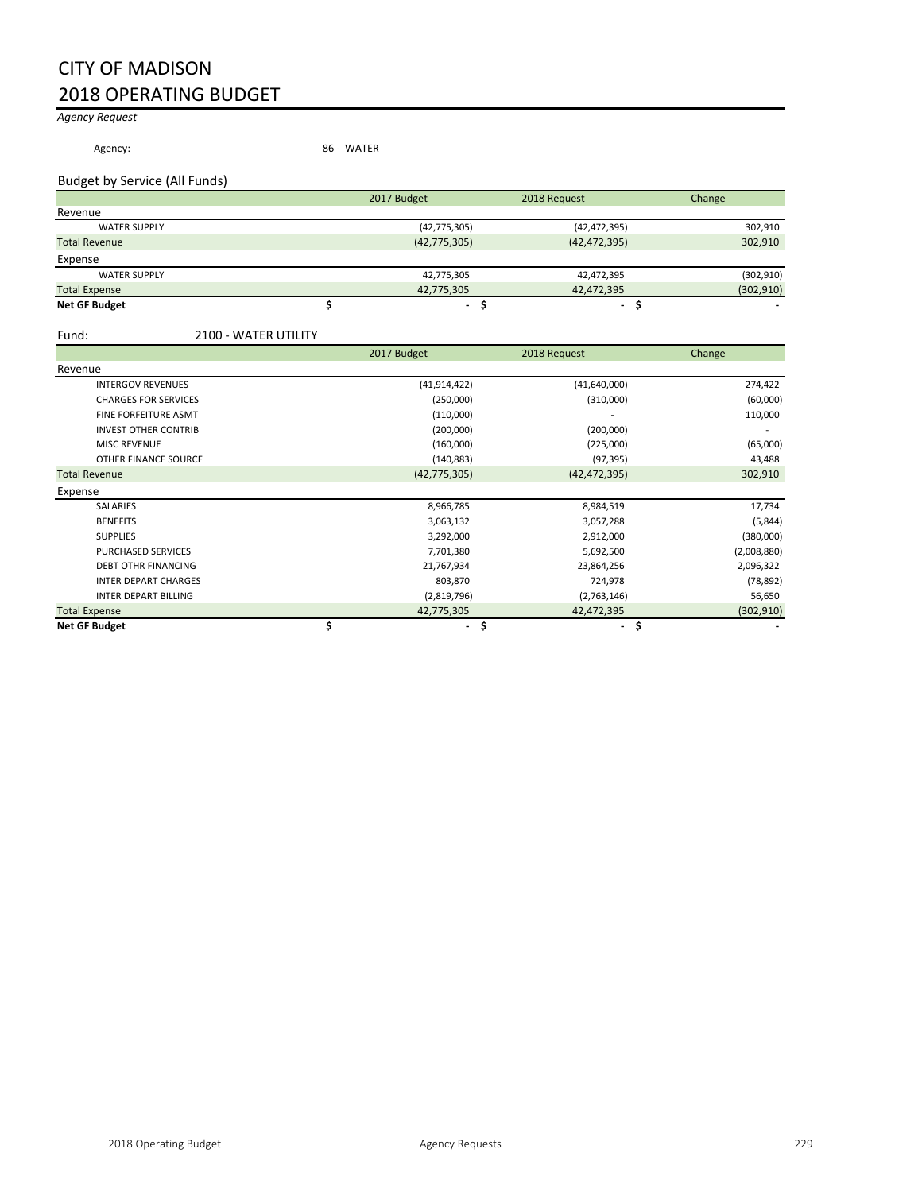# CITY OF MADISON
# 2018 OPERATING BUDGET

*Agency Request*

Agency: 86 - WATER

## Budget by Service (All Funds)

| | 2017 Budget | 2018 Request | Change |
|---|---|---|---|
| **Revenue** | | | |
| WATER SUPPLY | (42,775,305) | (42,472,395) | 302,910 |
| Total Revenue | (42,775,305) | (42,472,395) | 302,910 |
| **Expense** | | | |
| WATER SUPPLY | 42,775,305 | 42,472,395 | (302,910) |
| Total Expense | 42,775,305 | 42,472,395 | (302,910) |
| **Net GF Budget** | $ - | $ - | $ - |

Fund: 2100 - WATER UTILITY

| | 2017 Budget | 2018 Request | Change |
|---|---|---|---|
| **Revenue** | | | |
| INTERGOV REVENUES | (41,914,422) | (41,640,000) | 274,422 |
| CHARGES FOR SERVICES | (250,000) | (310,000) | (60,000) |
| FINE FORFEITURE ASMT | (110,000) | - | 110,000 |
| INVEST OTHER CONTRIB | (200,000) | (200,000) | - |
| MISC REVENUE | (160,000) | (225,000) | (65,000) |
| OTHER FINANCE SOURCE | (140,883) | (97,395) | 43,488 |
| Total Revenue | (42,775,305) | (42,472,395) | 302,910 |
| **Expense** | | | |
| SALARIES | 8,966,785 | 8,984,519 | 17,734 |
| BENEFITS | 3,063,132 | 3,057,288 | (5,844) |
| SUPPLIES | 3,292,000 | 2,912,000 | (380,000) |
| PURCHASED SERVICES | 7,701,380 | 5,692,500 | (2,008,880) |
| DEBT OTHR FINANCING | 21,767,934 | 23,864,256 | 2,096,322 |
| INTER DEPART CHARGES | 803,870 | 724,978 | (78,892) |
| INTER DEPART BILLING | (2,819,796) | (2,763,146) | 56,650 |
| Total Expense | 42,775,305 | 42,472,395 | (302,910) |
| **Net GF Budget** | $ - | $ - | $ - |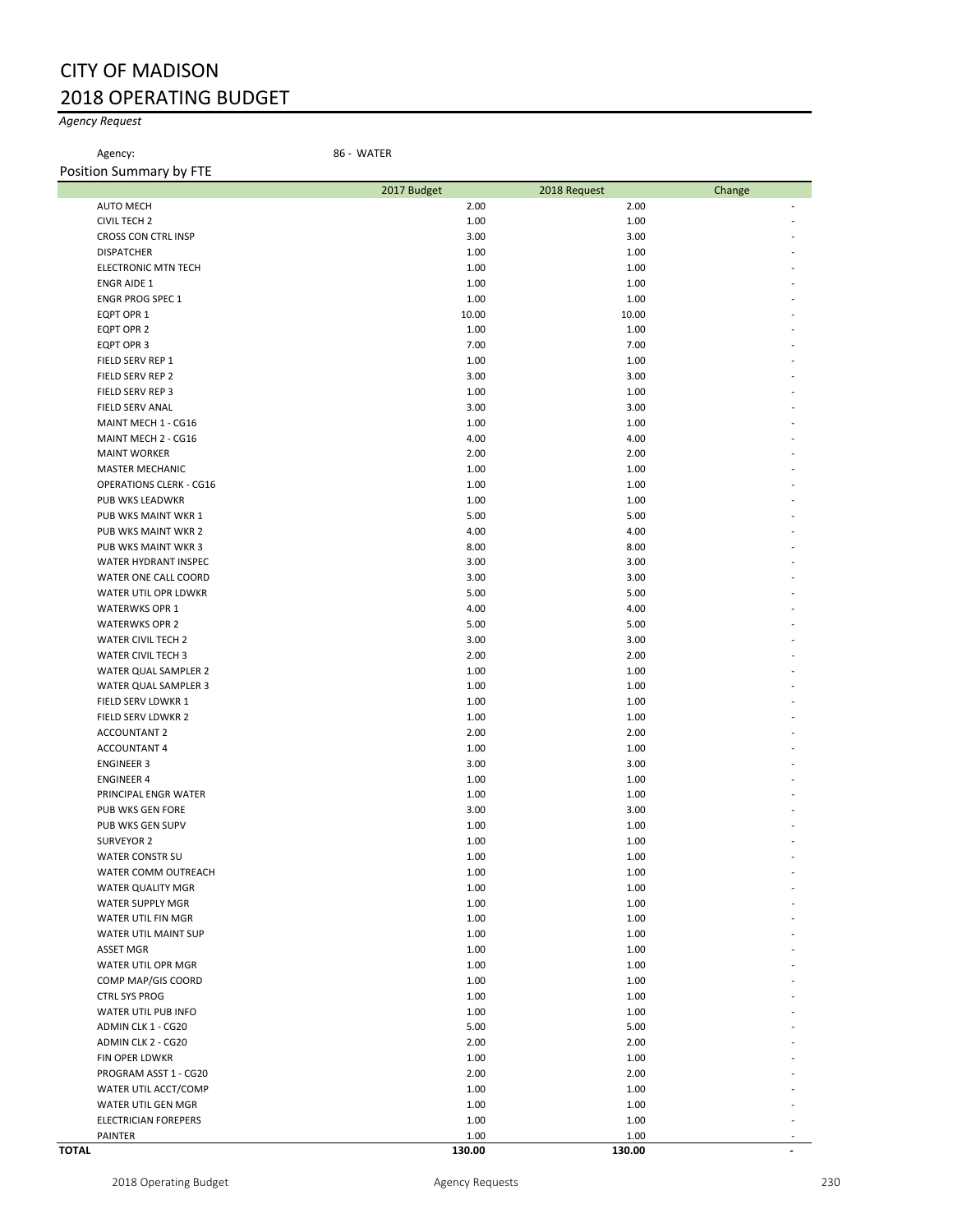# CITY OF MADISON
## 2018 OPERATING BUDGET

*Agency Request*

Agency: 86 - WATER

### Position Summary by FTE

| | 2017 Budget | 2018 Request | Change |
|---|---|---|---|
| AUTO MECH | 2.00 | 2.00 | - |
| CIVIL TECH 2 | 1.00 | 1.00 | - |
| CROSS CON CTRL INSP | 3.00 | 3.00 | - |
| DISPATCHER | 1.00 | 1.00 | - |
| ELECTRONIC MTN TECH | 1.00 | 1.00 | - |
| ENGR AIDE 1 | 1.00 | 1.00 | - |
| ENGR PROG SPEC 1 | 1.00 | 1.00 | - |
| EQPT OPR 1 | 10.00 | 10.00 | - |
| EQPT OPR 2 | 1.00 | 1.00 | - |
| EQPT OPR 3 | 7.00 | 7.00 | - |
| FIELD SERV REP 1 | 1.00 | 1.00 | - |
| FIELD SERV REP 2 | 3.00 | 3.00 | - |
| FIELD SERV REP 3 | 1.00 | 1.00 | - |
| FIELD SERV ANAL | 3.00 | 3.00 | - |
| MAINT MECH 1 - CG16 | 1.00 | 1.00 | - |
| MAINT MECH 2 - CG16 | 4.00 | 4.00 | - |
| MAINT WORKER | 2.00 | 2.00 | - |
| MASTER MECHANIC | 1.00 | 1.00 | - |
| OPERATIONS CLERK - CG16 | 1.00 | 1.00 | - |
| PUB WKS LEADWKR | 1.00 | 1.00 | - |
| PUB WKS MAINT WKR 1 | 5.00 | 5.00 | - |
| PUB WKS MAINT WKR 2 | 4.00 | 4.00 | - |
| PUB WKS MAINT WKR 3 | 8.00 | 8.00 | - |
| WATER HYDRANT INSPEC | 3.00 | 3.00 | - |
| WATER ONE CALL COORD | 3.00 | 3.00 | - |
| WATER UTIL OPR LDWKR | 5.00 | 5.00 | - |
| WATERWKS OPR 1 | 4.00 | 4.00 | - |
| WATERWKS OPR 2 | 5.00 | 5.00 | - |
| WATER CIVIL TECH 2 | 3.00 | 3.00 | - |
| WATER CIVIL TECH 3 | 2.00 | 2.00 | - |
| WATER QUAL SAMPLER 2 | 1.00 | 1.00 | - |
| WATER QUAL SAMPLER 3 | 1.00 | 1.00 | - |
| FIELD SERV LDWKR 1 | 1.00 | 1.00 | - |
| FIELD SERV LDWKR 2 | 1.00 | 1.00 | - |
| ACCOUNTANT 2 | 2.00 | 2.00 | - |
| ACCOUNTANT 4 | 1.00 | 1.00 | - |
| ENGINEER 3 | 3.00 | 3.00 | - |
| ENGINEER 4 | 1.00 | 1.00 | - |
| PRINCIPAL ENGR WATER | 1.00 | 1.00 | - |
| PUB WKS GEN FORE | 3.00 | 3.00 | - |
| PUB WKS GEN SUPV | 1.00 | 1.00 | - |
| SURVEYOR 2 | 1.00 | 1.00 | - |
| WATER CONSTR SU | 1.00 | 1.00 | - |
| WATER COMM OUTREACH | 1.00 | 1.00 | - |
| WATER QUALITY MGR | 1.00 | 1.00 | - |
| WATER SUPPLY MGR | 1.00 | 1.00 | - |
| WATER UTIL FIN MGR | 1.00 | 1.00 | - |
| WATER UTIL MAINT SUP | 1.00 | 1.00 | - |
| ASSET MGR | 1.00 | 1.00 | - |
| WATER UTIL OPR MGR | 1.00 | 1.00 | - |
| COMP MAP/GIS COORD | 1.00 | 1.00 | - |
| CTRL SYS PROG | 1.00 | 1.00 | - |
| WATER UTIL PUB INFO | 1.00 | 1.00 | - |
| ADMIN CLK 1 - CG20 | 5.00 | 5.00 | - |
| ADMIN CLK 2 - CG20 | 2.00 | 2.00 | - |
| FIN OPER LDWKR | 1.00 | 1.00 | - |
| PROGRAM ASST 1 - CG20 | 2.00 | 2.00 | - |
| WATER UTIL ACCT/COMP | 1.00 | 1.00 | - |
| WATER UTIL GEN MGR | 1.00 | 1.00 | - |
| ELECTRICIAN FOREPERS | 1.00 | 1.00 | - |
| PAINTER | 1.00 | 1.00 | - |
| **TOTAL** | **130.00** | **130.00** | **-** |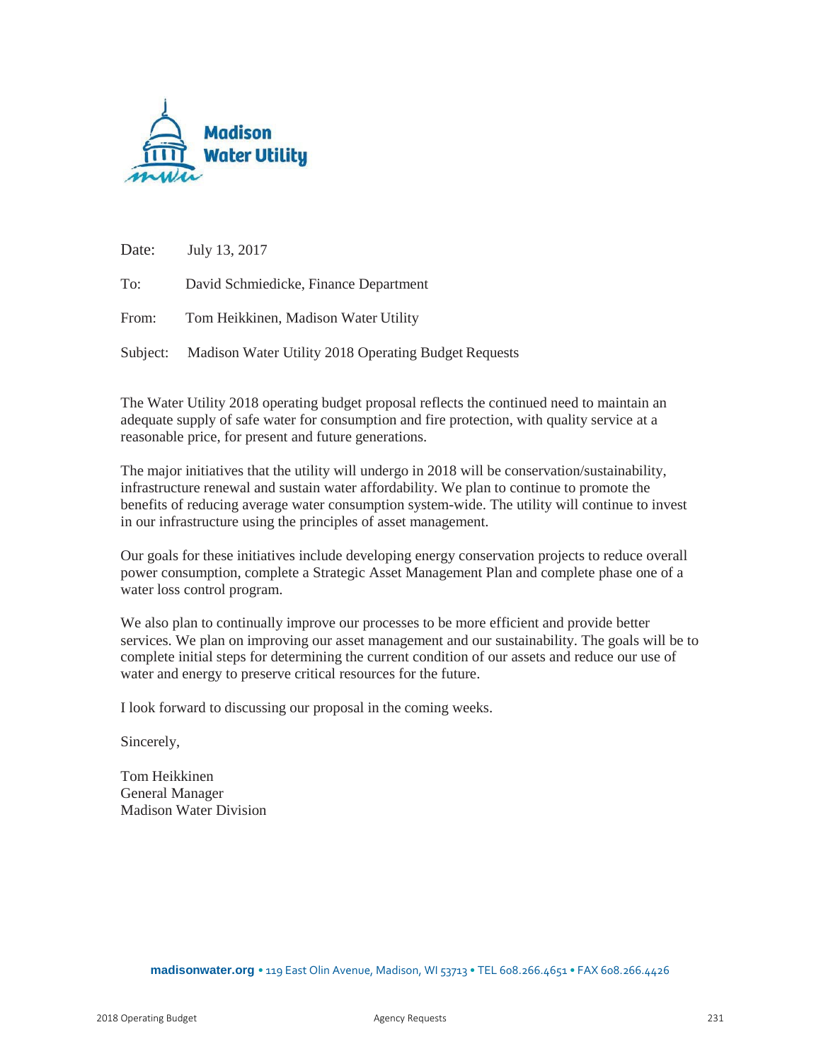**Madison Water Utility**

Date: July 13, 2017

To: David Schmiedicke, Finance Department

From: Tom Heikkinen, Madison Water Utility

Subject: Madison Water Utility 2018 Operating Budget Requests

The Water Utility 2018 operating budget proposal reflects the continued need to maintain an adequate supply of safe water for consumption and fire protection, with quality service at a reasonable price, for present and future generations.

The major initiatives that the utility will undergo in 2018 will be conservation/sustainability, infrastructure renewal and sustain water affordability. We plan to continue to promote the benefits of reducing average water consumption system-wide. The utility will continue to invest in our infrastructure using the principles of asset management.

Our goals for these initiatives include developing energy conservation projects to reduce overall power consumption, complete a Strategic Asset Management Plan and complete phase one of a water loss control program.

We also plan to continually improve our processes to be more efficient and provide better services. We plan on improving our asset management and our sustainability. The goals will be to complete initial steps for determining the current condition of our assets and reduce our use of water and energy to preserve critical resources for the future.

I look forward to discussing our proposal in the coming weeks.

Sincerely,

Tom Heikkinen
General Manager
Madison Water Division

**madisonwater.org** • 119 East Olin Avenue, Madison, WI 53713 • TEL 608.266.4651 • FAX 608.266.4426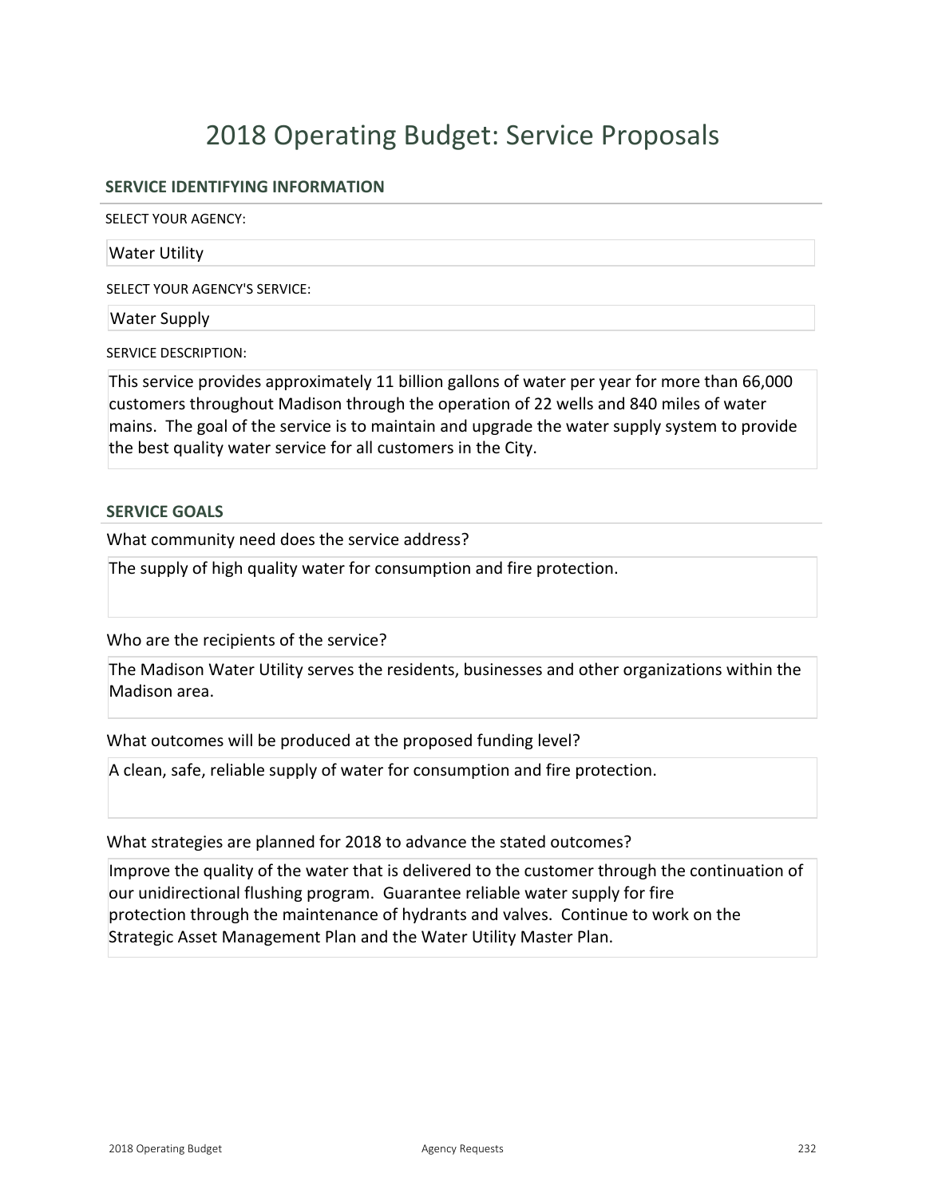# 2018 Operating Budget: Service Proposals

## SERVICE IDENTIFYING INFORMATION

SELECT YOUR AGENCY:

Water Utility

SELECT YOUR AGENCY'S SERVICE:

Water Supply

SERVICE DESCRIPTION:

This service provides approximately 11 billion gallons of water per year for more than 66,000 customers throughout Madison through the operation of 22 wells and 840 miles of water mains. The goal of the service is to maintain and upgrade the water supply system to provide the best quality water service for all customers in the City.

## SERVICE GOALS

What community need does the service address?

The supply of high quality water for consumption and fire protection.

Who are the recipients of the service?

The Madison Water Utility serves the residents, businesses and other organizations within the Madison area.

What outcomes will be produced at the proposed funding level?

A clean, safe, reliable supply of water for consumption and fire protection.

What strategies are planned for 2018 to advance the stated outcomes?

Improve the quality of the water that is delivered to the customer through the continuation of our unidirectional flushing program. Guarantee reliable water supply for fire protection through the maintenance of hydrants and valves. Continue to work on the Strategic Asset Management Plan and the Water Utility Master Plan.